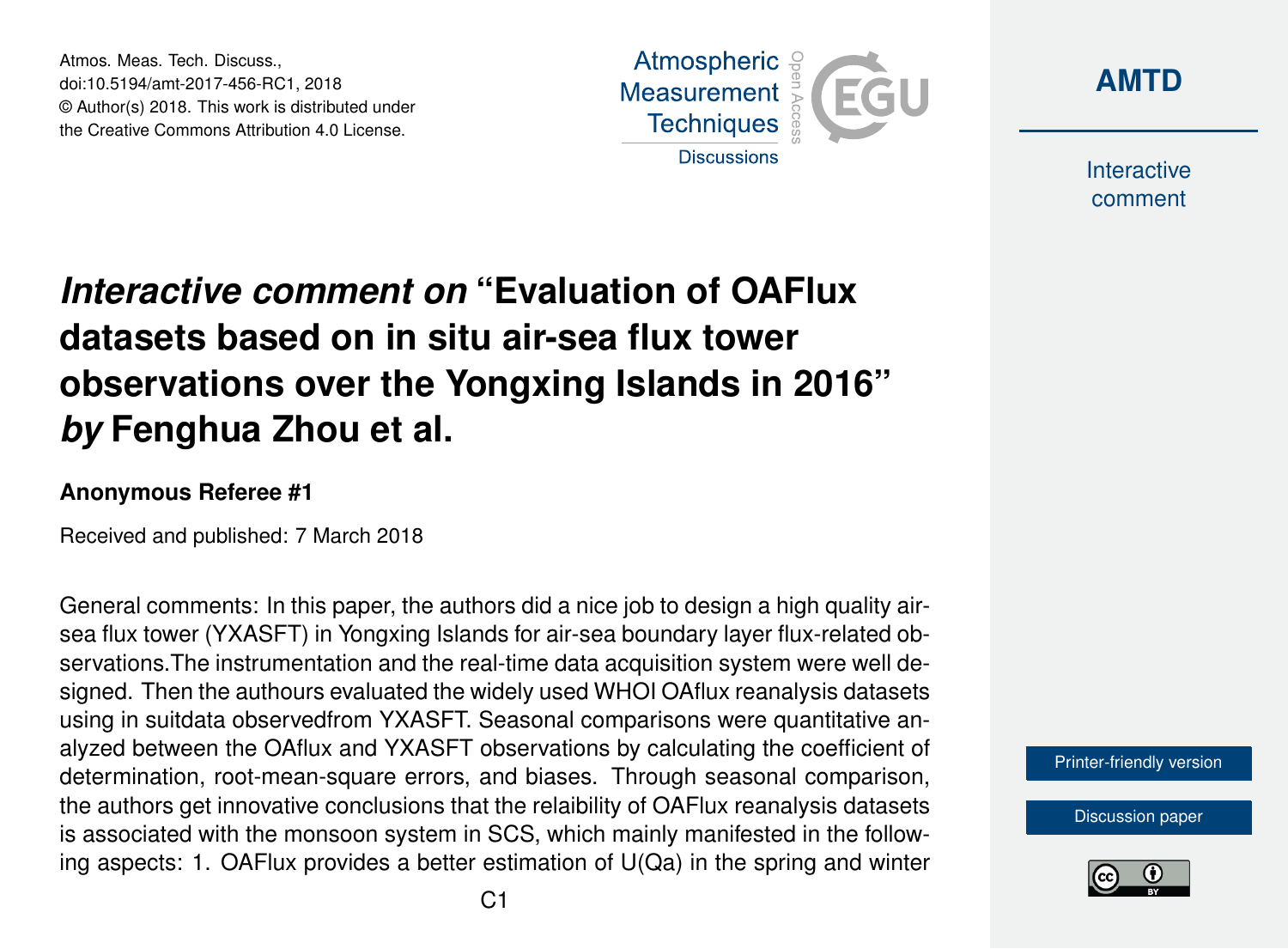# *Interactive comment on* "Evaluation of OAFlux datasets based on in situ air-sea flux tower observations over the Yongxing Islands in 2016" *by* Fenghua Zhou et al.

**Anonymous Referee #1**

Received and published: 7 March 2018

General comments: In this paper, the authors did a nice job to design a high quality air-sea flux tower (YXASFT) in Yongxing Islands for air-sea boundary layer flux-related observations.The instrumentation and the real-time data acquisition system were well designed. Then the authours evaluated the widely used WHOI OAflux reanalysis datasets using in suitdata observedfrom YXASFT. Seasonal comparisons were quantitative analyzed between the OAflux and YXASFT observations by calculating the coefficient of determination, root-mean-square errors, and biases. Through seasonal comparison, the authors get innovative conclusions that the relaibility of OAFlux reanalysis datasets is associated with the monsoon system in SCS, which mainly manifested in the following aspects: 1. OAFlux provides a better estimation of U(Qa) in the spring and winter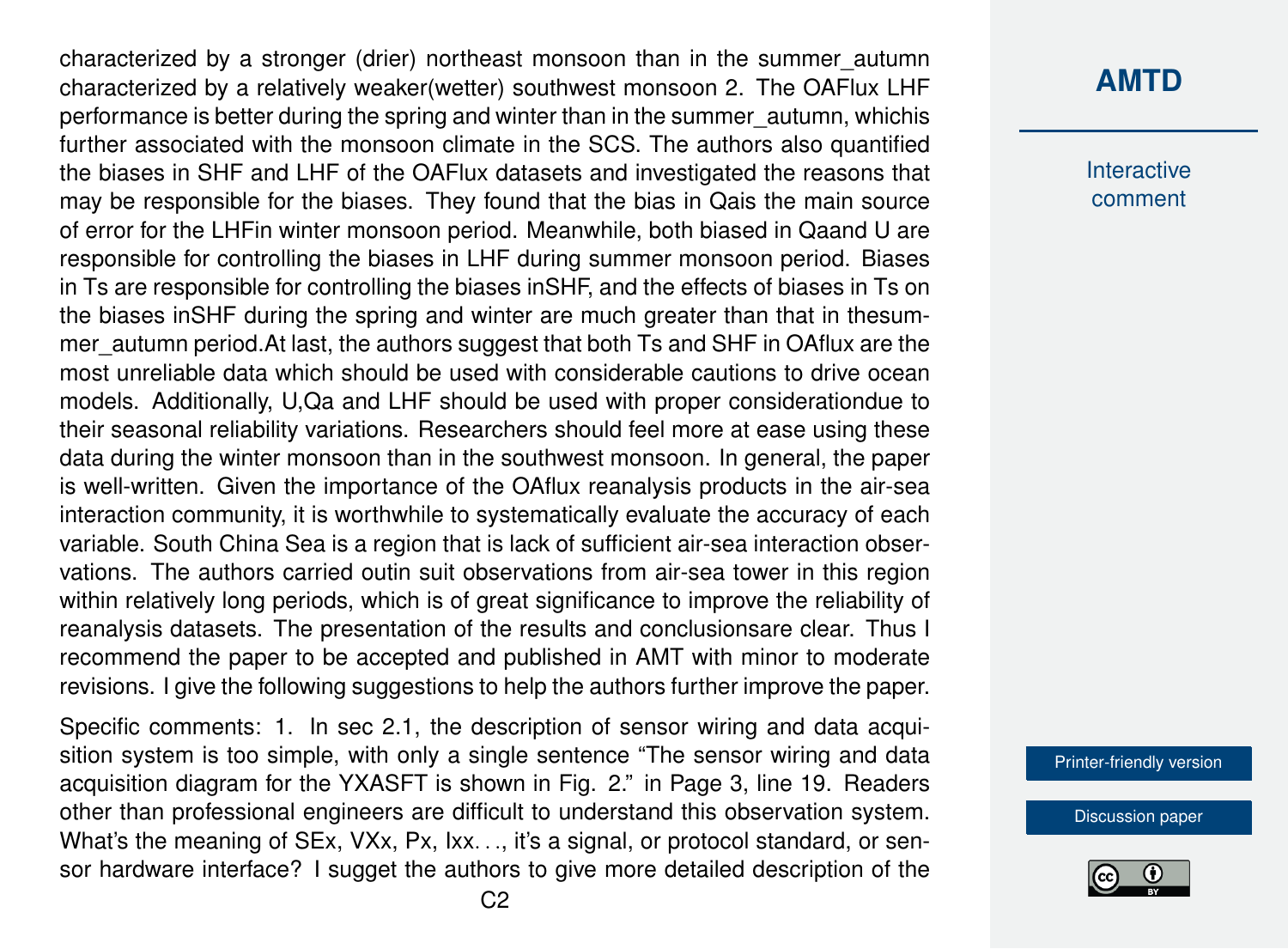characterized by a stronger (drier) northeast monsoon than in the summer_autumn characterized by a relatively weaker(wetter) southwest monsoon 2. The OAFlux LHF performance is better during the spring and winter than in the summer_autumn, whichis further associated with the monsoon climate in the SCS. The authors also quantified the biases in SHF and LHF of the OAFlux datasets and investigated the reasons that may be responsible for the biases. They found that the bias in Qais the main source of error for the LHFin winter monsoon period. Meanwhile, both biased in Qaand U are responsible for controlling the biases in LHF during summer monsoon period. Biases in Ts are responsible for controlling the biases inSHF, and the effects of biases in Ts on the biases inSHF during the spring and winter are much greater than that in thesummer_autumn period.At last, the authors suggest that both Ts and SHF in OAflux are the most unreliable data which should be used with considerable cautions to drive ocean models. Additionally, U,Qa and LHF should be used with proper considerationdue to their seasonal reliability variations. Researchers should feel more at ease using these data during the winter monsoon than in the southwest monsoon. In general, the paper is well-written. Given the importance of the OAflux reanalysis products in the air-sea interaction community, it is worthwhile to systematically evaluate the accuracy of each variable. South China Sea is a region that is lack of sufficient air-sea interaction observations. The authors carried outin suit observations from air-sea tower in this region within relatively long periods, which is of great significance to improve the reliability of reanalysis datasets. The presentation of the results and conclusionsare clear. Thus I recommend the paper to be accepted and published in AMT with minor to moderate revisions. I give the following suggestions to help the authors further improve the paper.

Specific comments: 1. In sec 2.1, the description of sensor wiring and data acquisition system is too simple, with only a single sentence "The sensor wiring and data acquisition diagram for the YXASFT is shown in Fig. 2." in Page 3, line 19. Readers other than professional engineers are difficult to understand this observation system. What's the meaning of SEx, VXx, Px, Ixx…, it's a signal, or protocol standard, or sensor hardware interface? I sugget the authors to give more detailed description of the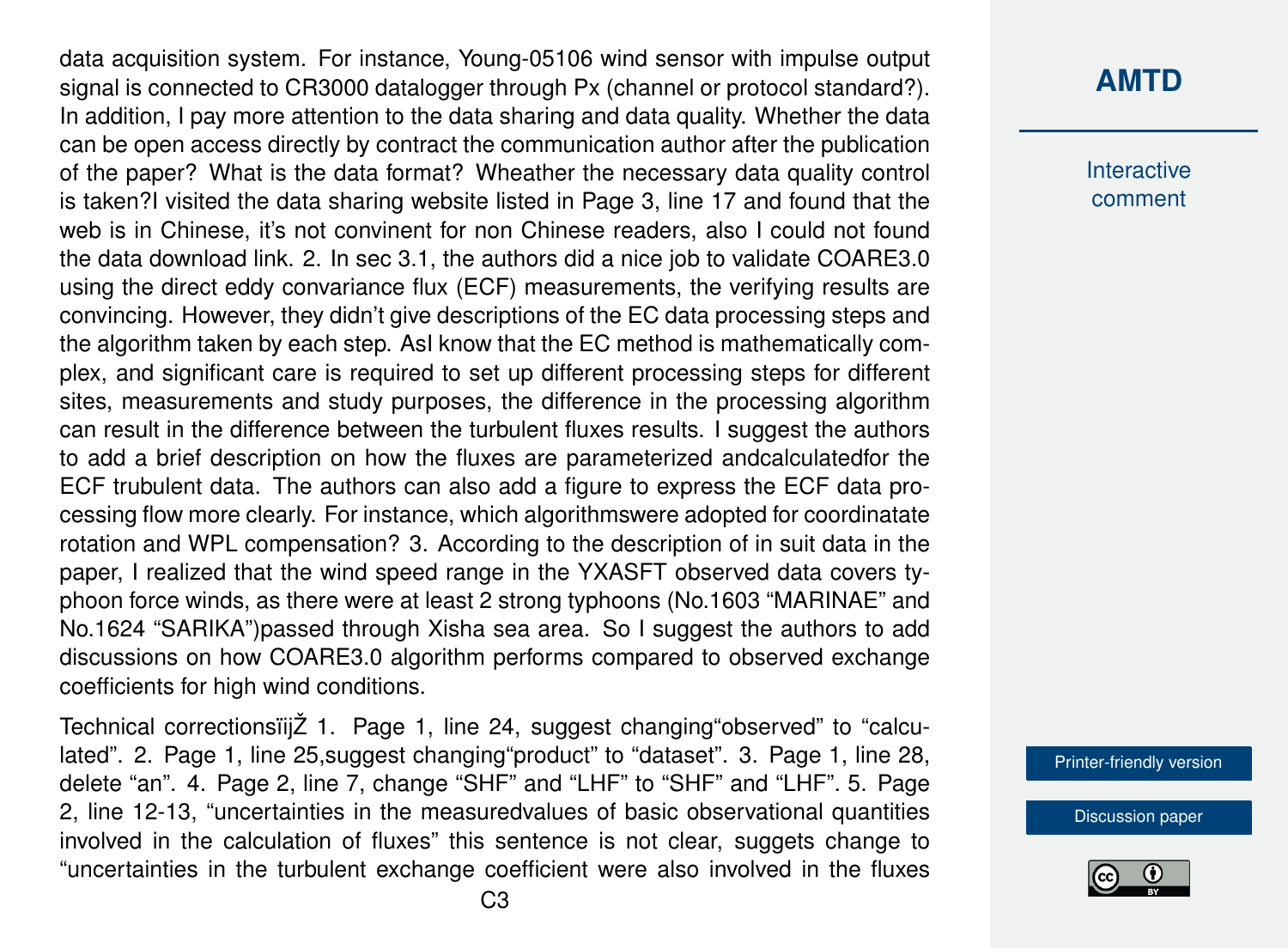data acquisition system. For instance, Young-05106 wind sensor with impulse output signal is connected to CR3000 datalogger through Px (channel or protocol standard?). In addition, I pay more attention to the data sharing and data quality. Whether the data can be open access directly by contract the communication author after the publication of the paper? What is the data format? Wheather the necessary data quality control is taken?I visited the data sharing website listed in Page 3, line 17 and found that the web is in Chinese, it's not convinent for non Chinese readers, also I could not found the data download link. 2. In sec 3.1, the authors did a nice job to validate COARE3.0 using the direct eddy convariance flux (ECF) measurements, the verifying results are convincing. However, they didn't give descriptions of the EC data processing steps and the algorithm taken by each step. AsI know that the EC method is mathematically complex, and significant care is required to set up different processing steps for different sites, measurements and study purposes, the difference in the processing algorithm can result in the difference between the turbulent fluxes results. I suggest the authors to add a brief description on how the fluxes are parameterized andcalculatedfor the ECF trubulent data. The authors can also add a figure to express the ECF data processing flow more clearly. For instance, which algorithmswere adopted for coordinatate rotation and WPL compensation? 3. According to the description of in suit data in the paper, I realized that the wind speed range in the YXASFT observed data covers typhoon force winds, as there were at least 2 strong typhoons (No.1603 "MARINAE" and No.1624 "SARIKA")passed through Xisha sea area. So I suggest the authors to add discussions on how COARE3.0 algorithm performs compared to observed exchange coefficients for high wind conditions.

Technical correctionsïijŽ 1. Page 1, line 24, suggest changing"observed" to "calculated". 2. Page 1, line 25,suggest changing"product" to "dataset". 3. Page 1, line 28, delete "an". 4. Page 2, line 7, change "SHF" and "LHF" to "SHF" and "LHF". 5. Page 2, line 12-13, "uncertainties in the measuredvalues of basic observational quantities involved in the calculation of fluxes" this sentence is not clear, suggets change to "uncertainties in the turbulent exchange coefficient were also involved in the fluxes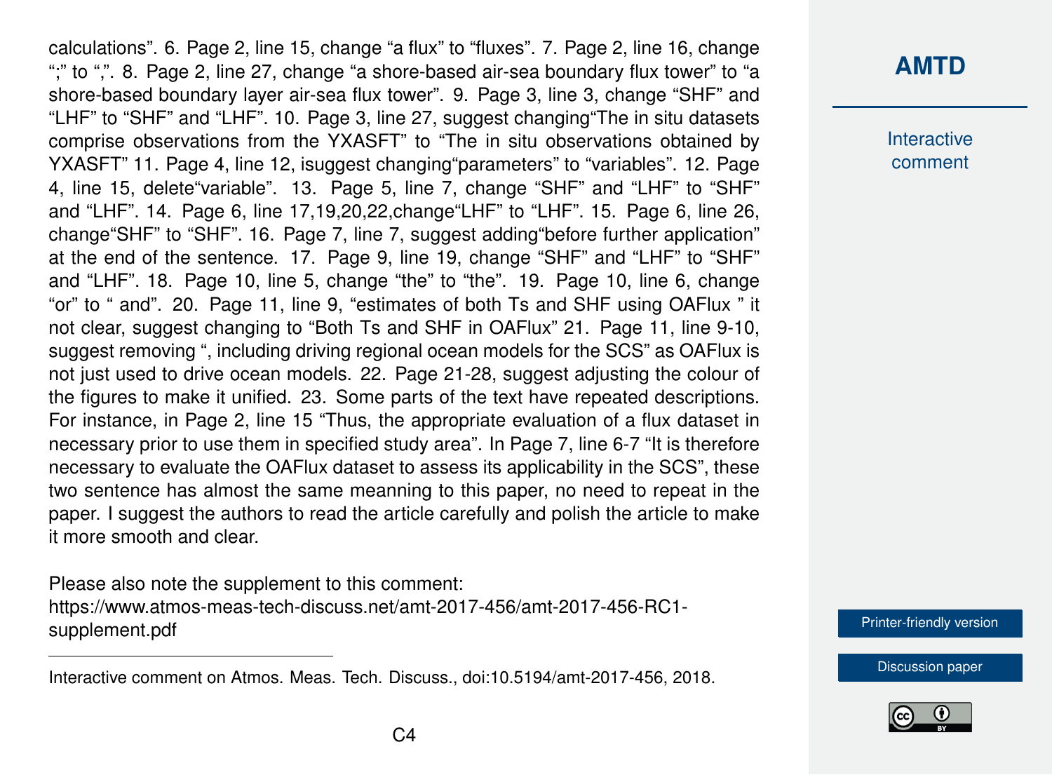calculations". 6. Page 2, line 15, change "a flux" to "fluxes". 7. Page 2, line 16, change ";" to ",". 8. Page 2, line 27, change "a shore-based air-sea boundary flux tower" to "a shore-based boundary layer air-sea flux tower". 9. Page 3, line 3, change "SHF" and "LHF" to "SHF" and "LHF". 10. Page 3, line 27, suggest changing"The in situ datasets comprise observations from the YXASFT" to "The in situ observations obtained by YXASFT" 11. Page 4, line 12, isuggest changing"parameters" to "variables". 12. Page 4, line 15, delete"variable". 13. Page 5, line 7, change "SHF" and "LHF" to "SHF" and "LHF". 14. Page 6, line 17,19,20,22,change"LHF" to "LHF". 15. Page 6, line 26, change"SHF" to "SHF". 16. Page 7, line 7, suggest adding"before further application" at the end of the sentence. 17. Page 9, line 19, change "SHF" and "LHF" to "SHF" and "LHF". 18. Page 10, line 5, change "the" to "the". 19. Page 10, line 6, change "or" to " and". 20. Page 11, line 9, "estimates of both Ts and SHF using OAFlux " it not clear, suggest changing to "Both Ts and SHF in OAFlux" 21. Page 11, line 9-10, suggest removing ", including driving regional ocean models for the SCS" as OAFlux is not just used to drive ocean models. 22. Page 21-28, suggest adjusting the colour of the figures to make it unified. 23. Some parts of the text have repeated descriptions. For instance, in Page 2, line 15 "Thus, the appropriate evaluation of a flux dataset in necessary prior to use them in specified study area". In Page 7, line 6-7 "It is therefore necessary to evaluate the OAFlux dataset to assess its applicability in the SCS", these two sentence has almost the same meanning to this paper, no need to repeat in the paper. I suggest the authors to read the article carefully and polish the article to make it more smooth and clear.

Please also note the supplement to this comment:
https://www.atmos-meas-tech-discuss.net/amt-2017-456/amt-2017-456-RC1-supplement.pdf

---

Interactive comment on Atmos. Meas. Tech. Discuss., doi:10.5194/amt-2017-456, 2018.